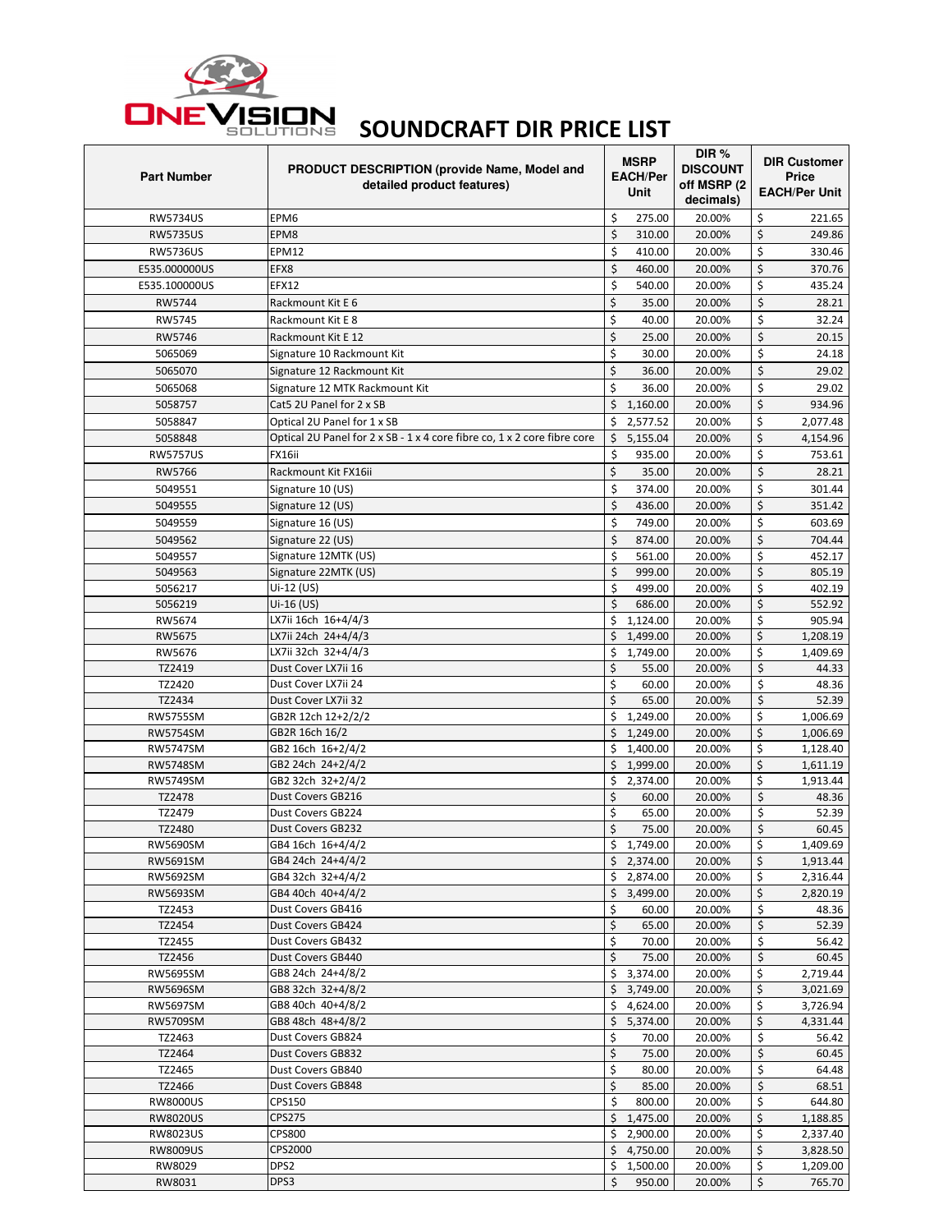# SOUNDCRAFT DIR PRICE LIST

| Part Number | PRODUCT DESCRIPTION (provide Name, Model and detailed product features) | MSRP EACH/Per Unit | DIR % DISCOUNT off MSRP (2 decimals) | DIR Customer Price EACH/Per Unit |
|---|---|---|---|---|
| RW5734US | EPM6 | $ 275.00 | 20.00% | $ 221.65 |
| RW5735US | EPM8 | $ 310.00 | 20.00% | $ 249.86 |
| RW5736US | EPM12 | $ 410.00 | 20.00% | $ 330.46 |
| E535.000000US | EFX8 | $ 460.00 | 20.00% | $ 370.76 |
| E535.100000US | EFX12 | $ 540.00 | 20.00% | $ 435.24 |
| RW5744 | Rackmount Kit E 6 | $ 35.00 | 20.00% | $ 28.21 |
| RW5745 | Rackmount Kit E 8 | $ 40.00 | 20.00% | $ 32.24 |
| RW5746 | Rackmount Kit E 12 | $ 25.00 | 20.00% | $ 20.15 |
| 5065069 | Signature 10 Rackmount Kit | $ 30.00 | 20.00% | $ 24.18 |
| 5065070 | Signature 12 Rackmount Kit | $ 36.00 | 20.00% | $ 29.02 |
| 5065068 | Signature 12 MTK Rackmount Kit | $ 36.00 | 20.00% | $ 29.02 |
| 5058757 | Cat5 2U Panel for 2 x SB | $ 1,160.00 | 20.00% | $ 934.96 |
| 5058847 | Optical 2U Panel for 1 x SB | $ 2,577.52 | 20.00% | $ 2,077.48 |
| 5058848 | Optical 2U Panel for 2 x SB - 1 x 4 core fibre co, 1 x 2 core fibre core | $ 5,155.04 | 20.00% | $ 4,154.96 |
| RW5757US | FX16ii | $ 935.00 | 20.00% | $ 753.61 |
| RW5766 | Rackmount Kit FX16ii | $ 35.00 | 20.00% | $ 28.21 |
| 5049551 | Signature 10 (US) | $ 374.00 | 20.00% | $ 301.44 |
| 5049555 | Signature 12 (US) | $ 436.00 | 20.00% | $ 351.42 |
| 5049559 | Signature 16 (US) | $ 749.00 | 20.00% | $ 603.69 |
| 5049562 | Signature 22 (US) | $ 874.00 | 20.00% | $ 704.44 |
| 5049557 | Signature 12MTK (US) | $ 561.00 | 20.00% | $ 452.17 |
| 5049563 | Signature 22MTK (US) | $ 999.00 | 20.00% | $ 805.19 |
| 5056217 | Ui-12 (US) | $ 499.00 | 20.00% | $ 402.19 |
| 5056219 | Ui-16 (US) | $ 686.00 | 20.00% | $ 552.92 |
| RW5674 | LX7ii 16ch 16+4/4/3 | $ 1,124.00 | 20.00% | $ 905.94 |
| RW5675 | LX7ii 24ch 24+4/4/3 | $ 1,499.00 | 20.00% | $ 1,208.19 |
| RW5676 | LX7ii 32ch 32+4/4/3 | $ 1,749.00 | 20.00% | $ 1,409.69 |
| TZ2419 | Dust Cover LX7ii 16 | $ 55.00 | 20.00% | $ 44.33 |
| TZ2420 | Dust Cover LX7ii 24 | $ 60.00 | 20.00% | $ 48.36 |
| TZ2434 | Dust Cover LX7ii 32 | $ 65.00 | 20.00% | $ 52.39 |
| RW5755SM | GB2R 12ch 12+2/2/2 | $ 1,249.00 | 20.00% | $ 1,006.69 |
| RW5754SM | GB2R 16ch 16/2 | $ 1,249.00 | 20.00% | $ 1,006.69 |
| RW5747SM | GB2 16ch 16+2/4/2 | $ 1,400.00 | 20.00% | $ 1,128.40 |
| RW5748SM | GB2 24ch 24+2/4/2 | $ 1,999.00 | 20.00% | $ 1,611.19 |
| RW5749SM | GB2 32ch 32+2/4/2 | $ 2,374.00 | 20.00% | $ 1,913.44 |
| TZ2478 | Dust Covers GB216 | $ 60.00 | 20.00% | $ 48.36 |
| TZ2479 | Dust Covers GB224 | $ 65.00 | 20.00% | $ 52.39 |
| TZ2480 | Dust Covers GB232 | $ 75.00 | 20.00% | $ 60.45 |
| RW5690SM | GB4 16ch 16+4/4/2 | $ 1,749.00 | 20.00% | $ 1,409.69 |
| RW5691SM | GB4 24ch 24+4/4/2 | $ 2,374.00 | 20.00% | $ 1,913.44 |
| RW5692SM | GB4 32ch 32+4/4/2 | $ 2,874.00 | 20.00% | $ 2,316.44 |
| RW5693SM | GB4 40ch 40+4/4/2 | $ 3,499.00 | 20.00% | $ 2,820.19 |
| TZ2453 | Dust Covers GB416 | $ 60.00 | 20.00% | $ 48.36 |
| TZ2454 | Dust Covers GB424 | $ 65.00 | 20.00% | $ 52.39 |
| TZ2455 | Dust Covers GB432 | $ 70.00 | 20.00% | $ 56.42 |
| TZ2456 | Dust Covers GB440 | $ 75.00 | 20.00% | $ 60.45 |
| RW5695SM | GB8 24ch 24+4/8/2 | $ 3,374.00 | 20.00% | $ 2,719.44 |
| RW5696SM | GB8 32ch 32+4/8/2 | $ 3,749.00 | 20.00% | $ 3,021.69 |
| RW5697SM | GB8 40ch 40+4/8/2 | $ 4,624.00 | 20.00% | $ 3,726.94 |
| RW5709SM | GB8 48ch 48+4/8/2 | $ 5,374.00 | 20.00% | $ 4,331.44 |
| TZ2463 | Dust Covers GB824 | $ 70.00 | 20.00% | $ 56.42 |
| TZ2464 | Dust Covers GB832 | $ 75.00 | 20.00% | $ 60.45 |
| TZ2465 | Dust Covers GB840 | $ 80.00 | 20.00% | $ 64.48 |
| TZ2466 | Dust Covers GB848 | $ 85.00 | 20.00% | $ 68.51 |
| RW8000US | CPS150 | $ 800.00 | 20.00% | $ 644.80 |
| RW8020US | CPS275 | $ 1,475.00 | 20.00% | $ 1,188.85 |
| RW8023US | CPS800 | $ 2,900.00 | 20.00% | $ 2,337.40 |
| RW8009US | CPS2000 | $ 4,750.00 | 20.00% | $ 3,828.50 |
| RW8029 | DPS2 | $ 1,500.00 | 20.00% | $ 1,209.00 |
| RW8031 | DPS3 | $ 950.00 | 20.00% | $ 765.70 |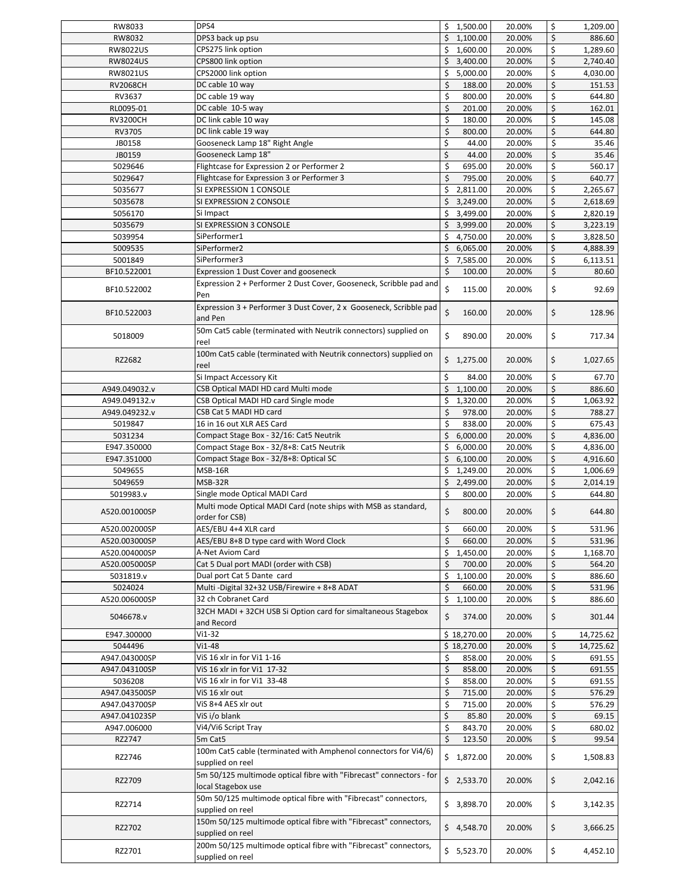| | | | | |
|---|---|---|---|---|
| RW8033 | DPS4 | $ 1,500.00 | 20.00% | $ 1,209.00 |
| RW8032 | DPS3 back up psu | $ 1,100.00 | 20.00% | $ 886.60 |
| RW8022US | CPS275 link option | $ 1,600.00 | 20.00% | $ 1,289.60 |
| RW8024US | CPS800 link option | $ 3,400.00 | 20.00% | $ 2,740.40 |
| RW8021US | CPS2000 link option | $ 5,000.00 | 20.00% | $ 4,030.00 |
| RV2068CH | DC cable 10 way | $ 188.00 | 20.00% | $ 151.53 |
| RV3637 | DC cable 19 way | $ 800.00 | 20.00% | $ 644.80 |
| RL0095-01 | DC cable 10-5 way | $ 201.00 | 20.00% | $ 162.01 |
| RV3200CH | DC link cable 10 way | $ 180.00 | 20.00% | $ 145.08 |
| RV3705 | DC link cable 19 way | $ 800.00 | 20.00% | $ 644.80 |
| JB0158 | Gooseneck Lamp 18" Right Angle | $ 44.00 | 20.00% | $ 35.46 |
| JB0159 | Gooseneck Lamp 18" | $ 44.00 | 20.00% | $ 35.46 |
| 5029646 | Flightcase for Expression 2 or Performer 2 | $ 695.00 | 20.00% | $ 560.17 |
| 5029647 | Flightcase for Expression 3 or Performer 3 | $ 795.00 | 20.00% | $ 640.77 |
| 5035677 | SI EXPRESSION 1 CONSOLE | $ 2,811.00 | 20.00% | $ 2,265.67 |
| 5035678 | SI EXPRESSION 2 CONSOLE | $ 3,249.00 | 20.00% | $ 2,618.69 |
| 5056170 | Si Impact | $ 3,499.00 | 20.00% | $ 2,820.19 |
| 5035679 | SI EXPRESSION 3 CONSOLE | $ 3,999.00 | 20.00% | $ 3,223.19 |
| 5039954 | SiPerformer1 | $ 4,750.00 | 20.00% | $ 3,828.50 |
| 5009535 | SiPerformer2 | $ 6,065.00 | 20.00% | $ 4,888.39 |
| 5001849 | SiPerformer3 | $ 7,585.00 | 20.00% | $ 6,113.51 |
| BF10.522001 | Expression 1 Dust Cover and gooseneck | $ 100.00 | 20.00% | $ 80.60 |
| BF10.522002 | Expression 2 + Performer 2 Dust Cover, Gooseneck, Scribble pad and Pen | $ 115.00 | 20.00% | $ 92.69 |
| BF10.522003 | Expression 3 + Performer 3 Dust Cover, 2 x Gooseneck, Scribble pad and Pen | $ 160.00 | 20.00% | $ 128.96 |
| 5018009 | 50m Cat5 cable (terminated with Neutrik connectors) supplied on reel | $ 890.00 | 20.00% | $ 717.34 |
| RZ2682 | 100m Cat5 cable (terminated with Neutrik connectors) supplied on reel | $ 1,275.00 | 20.00% | $ 1,027.65 |
| | Si Impact Accessory Kit | $ 84.00 | 20.00% | $ 67.70 |
| A949.049032.v | CSB Optical MADI HD card Multi mode | $ 1,100.00 | 20.00% | $ 886.60 |
| A949.049132.v | CSB Optical MADI HD card Single mode | $ 1,320.00 | 20.00% | $ 1,063.92 |
| A949.049232.v | CSB Cat 5 MADI HD card | $ 978.00 | 20.00% | $ 788.27 |
| 5019847 | 16 in 16 out XLR AES Card | $ 838.00 | 20.00% | $ 675.43 |
| 5031234 | Compact Stage Box - 32/16: Cat5 Neutrik | $ 6,000.00 | 20.00% | $ 4,836.00 |
| E947.350000 | Compact Stage Box - 32/8+8: Cat5 Neutrik | $ 6,000.00 | 20.00% | $ 4,836.00 |
| E947.351000 | Compact Stage Box - 32/8+8: Optical SC | $ 6,100.00 | 20.00% | $ 4,916.60 |
| 5049655 | MSB-16R | $ 1,249.00 | 20.00% | $ 1,006.69 |
| 5049659 | MSB-32R | $ 2,499.00 | 20.00% | $ 2,014.19 |
| 5019983.v | Single mode Optical MADI Card | $ 800.00 | 20.00% | $ 644.80 |
| A520.001000SP | Multi mode Optical MADI Card (note ships with MSB as standard, order for CSB) | $ 800.00 | 20.00% | $ 644.80 |
| A520.002000SP | AES/EBU 4+4 XLR card | $ 660.00 | 20.00% | $ 531.96 |
| A520.003000SP | AES/EBU 8+8 D type card with Word Clock | $ 660.00 | 20.00% | $ 531.96 |
| A520.004000SP | A-Net Aviom Card | $ 1,450.00 | 20.00% | $ 1,168.70 |
| A520.005000SP | Cat 5 Dual port MADI (order with CSB) | $ 700.00 | 20.00% | $ 564.20 |
| 5031819.v | Dual port Cat 5 Dante card | $ 1,100.00 | 20.00% | $ 886.60 |
| 5024024 | Multi -Digital 32+32 USB/Firewire + 8+8 ADAT | $ 660.00 | 20.00% | $ 531.96 |
| A520.006000SP | 32 ch Cobranet Card | $ 1,100.00 | 20.00% | $ 886.60 |
| 5046678.v | 32CH MADI + 32CH USB Si Option card for simaltaneous Stagebox and Record | $ 374.00 | 20.00% | $ 301.44 |
| E947.300000 | Vi1-32 | $ 18,270.00 | 20.00% | $ 14,725.62 |
| 5044496 | Vi1-48 | $ 18,270.00 | 20.00% | $ 14,725.62 |
| A947.043000SP | ViS 16 xlr in for Vi1 1-16 | $ 858.00 | 20.00% | $ 691.55 |
| A947.043100SP | ViS 16 xlr in for Vi1 17-32 | $ 858.00 | 20.00% | $ 691.55 |
| 5036208 | ViS 16 xlr in for Vi1 33-48 | $ 858.00 | 20.00% | $ 691.55 |
| A947.043500SP | ViS 16 xlr out | $ 715.00 | 20.00% | $ 576.29 |
| A947.043700SP | ViS 8+4 AES xlr out | $ 715.00 | 20.00% | $ 576.29 |
| A947.041023SP | ViS i/o blank | $ 85.80 | 20.00% | $ 69.15 |
| A947.006000 | Vi4/Vi6 Script Tray | $ 843.70 | 20.00% | $ 680.02 |
| RZ2747 | 5m Cat5 | $ 123.50 | 20.00% | $ 99.54 |
| RZ2746 | 100m Cat5 cable (terminated with Amphenol connectors for Vi4/6) supplied on reel | $ 1,872.00 | 20.00% | $ 1,508.83 |
| RZ2709 | 5m 50/125 multimode optical fibre with "Fibrecast" connectors - for local Stagebox use | $ 2,533.70 | 20.00% | $ 2,042.16 |
| RZ2714 | 50m 50/125 multimode optical fibre with "Fibrecast" connectors, supplied on reel | $ 3,898.70 | 20.00% | $ 3,142.35 |
| RZ2702 | 150m 50/125 multimode optical fibre with "Fibrecast" connectors, supplied on reel | $ 4,548.70 | 20.00% | $ 3,666.25 |
| RZ2701 | 200m 50/125 multimode optical fibre with "Fibrecast" connectors, supplied on reel | $ 5,523.70 | 20.00% | $ 4,452.10 |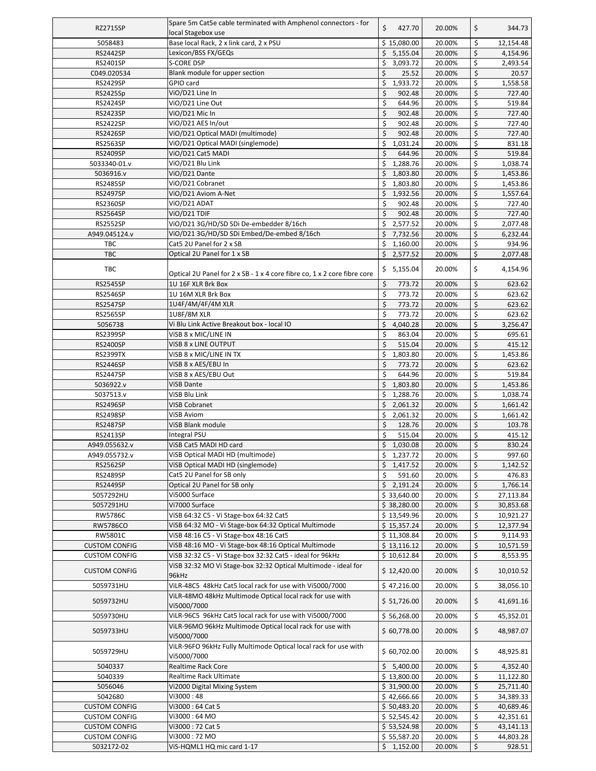| RZ2715SP | Spare 5m Cat5e cable terminated with Amphenol connectors - for local Stagebox use | $ 427.70 | 20.00% | $ 344.73 |
|---|---|---|---|---|
| 5058483 | Base local Rack, 2 x link card, 2 x PSU | $ 15,080.00 | 20.00% | $ 12,154.48 |
| RS2442SP | Lexicon/BSS FX/GEQs | $ 5,155.04 | 20.00% | $ 4,154.96 |
| RS2401SP | S-CORE DSP | $ 3,093.72 | 20.00% | $ 2,493.54 |
| C049.020534 | Blank module for upper section | $ 25.52 | 20.00% | $ 20.57 |
| RS2429SP | GPIO card | $ 1,933.72 | 20.00% | $ 1,558.58 |
| RS2425Sp | ViO/D21 Line In | $ 902.48 | 20.00% | $ 727.40 |
| RS2424SP | ViO/D21 Line Out | $ 644.96 | 20.00% | $ 519.84 |
| RS2423SP | ViO/D21 Mic In | $ 902.48 | 20.00% | $ 727.40 |
| RS2422SP | ViO/D21 AES In/out | $ 902.48 | 20.00% | $ 727.40 |
| RS2426SP | ViO/D21 Optical MADI (multimode) | $ 902.48 | 20.00% | $ 727.40 |
| RS2563SP | ViO/D21 Optical MADI (singlemode) | $ 1,031.24 | 20.00% | $ 831.18 |
| RS2409SP | ViO/D21 Cat5 MADI | $ 644.96 | 20.00% | $ 519.84 |
| 5033340-01.v | ViO/D21 Blu Link | $ 1,288.76 | 20.00% | $ 1,038.74 |
| 5036916.v | ViO/D21 Dante | $ 1,803.80 | 20.00% | $ 1,453.86 |
| RS2485SP | ViO/D21 Cobranet | $ 1,803.80 | 20.00% | $ 1,453.86 |
| RS2497SP | ViO/D21 Aviom A-Net | $ 1,932.56 | 20.00% | $ 1,557.64 |
| RS2360SP | ViO/D21 ADAT | $ 902.48 | 20.00% | $ 727.40 |
| RS2564SP | ViO/D21 TDIF | $ 902.48 | 20.00% | $ 727.40 |
| RS2552SP | ViO/D21 3G/HD/SD SDi De-embedder 8/16ch | $ 2,577.52 | 20.00% | $ 2,077.48 |
| A949.045124.v | ViO/D21 3G/HD/SD SDi Embed/De-embed 8/16ch | $ 7,732.56 | 20.00% | $ 6,232.44 |
| TBC | Cat5 2U Panel for 2 x SB | $ 1,160.00 | 20.00% | $ 934.96 |
| TBC | Optical 2U Panel for 1 x SB | $ 2,577.52 | 20.00% | $ 2,077.48 |
| TBC | Optical 2U Panel for 2 x SB - 1 x 4 core fibre co, 1 x 2 core fibre core | $ 5,155.04 | 20.00% | $ 4,154.96 |
| RS2545SP | 1U 16F XLR Brk Box | $ 773.72 | 20.00% | $ 623.62 |
| RS2546SP | 1U 16M XLR Brk Box | $ 773.72 | 20.00% | $ 623.62 |
| RS2547SP | 1U4F/4M/4F/4M XLR | $ 773.72 | 20.00% | $ 623.62 |
| RS2565SP | 1U8F/8M XLR | $ 773.72 | 20.00% | $ 623.62 |
| 5056738 | Vi Blu Link Active Breakout box - local IO | $ 4,040.28 | 20.00% | $ 3,256.47 |
| RS2399SP | ViSB 8 x MIC/LINE IN | $ 863.04 | 20.00% | $ 695.61 |
| RS2400SP | ViSB 8 x LINE OUTPUT | $ 515.04 | 20.00% | $ 415.12 |
| RS2399TX | ViSB 8 x MIC/LINE IN TX | $ 1,803.80 | 20.00% | $ 1,453.86 |
| RS2446SP | ViSB 8 x AES/EBU In | $ 773.72 | 20.00% | $ 623.62 |
| RS2447SP | ViSB 8 x AES/EBU Out | $ 644.96 | 20.00% | $ 519.84 |
| 5036922.v | ViSB Dante | $ 1,803.80 | 20.00% | $ 1,453.86 |
| 5037513.v | ViSB Blu Link | $ 1,288.76 | 20.00% | $ 1,038.74 |
| RS2496SP | ViSB Cobranet | $ 2,061.32 | 20.00% | $ 1,661.42 |
| RS2498SP | ViSB Aviom | $ 2,061.32 | 20.00% | $ 1,661.42 |
| RS2487SP | ViSB Blank module | $ 128.76 | 20.00% | $ 103.78 |
| RS2413SP | Integral PSU | $ 515.04 | 20.00% | $ 415.12 |
| A949.055632.v | ViSB Cat5 MADI HD card | $ 1,030.08 | 20.00% | $ 830.24 |
| A949.055732.v | ViSB Optical MADI HD (multimode) | $ 1,237.72 | 20.00% | $ 997.60 |
| RS2562SP | ViSB Optical MADI HD (singlemode) | $ 1,417.52 | 20.00% | $ 1,142.52 |
| RS2489SP | Cat5 2U Panel for SB only | $ 591.60 | 20.00% | $ 476.83 |
| RS2449SP | Optical 2U Panel for SB only | $ 2,191.24 | 20.00% | $ 1,766.14 |
| 5057292HU | Vi5000 Surface | $ 33,640.00 | 20.00% | $ 27,113.84 |
| 5057291HU | Vi7000 Surface | $ 38,280.00 | 20.00% | $ 30,853.68 |
| RW5786C | ViSB 64:32 C5 - Vi Stage-box 64:32 Cat5 | $ 13,549.96 | 20.00% | $ 10,921.27 |
| RW5786CO | ViSB 64:32 MO - Vi Stage-box 64:32 Optical Multimode | $ 15,357.24 | 20.00% | $ 12,377.94 |
| RW5801C | ViSB 48:16 C5 - Vi Stage-box 48:16 Cat5 | $ 11,308.84 | 20.00% | $ 9,114.93 |
| CUSTOM CONFIG | ViSB 48:16 MO - Vi Stage-box 48:16 Optical Multimode | $ 13,116.12 | 20.00% | $ 10,571.59 |
| CUSTOM CONFIG | ViSB 32:32 C5 - Vi Stage-box 32:32 Cat5 - ideal for 96kHz | $ 10,612.84 | 20.00% | $ 8,553.95 |
| CUSTOM CONFIG | ViSB 32:32 MO Vi Stage-box 32:32 Optical Multimode - ideal for 96kHz | $ 12,420.00 | 20.00% | $ 10,010.52 |
| 5059731HU | ViLR-48C5 48kHz Cat5 local rack for use with Vi5000/7000 | $ 47,216.00 | 20.00% | $ 38,056.10 |
| 5059732HU | ViLR-48MO 48kHz Multimode Optical local rack for use with Vi5000/7000 | $ 51,726.00 | 20.00% | $ 41,691.16 |
| 5059730HU | ViLR-96C5 96kHz Cat5 local rack for use with Vi5000/7000 | $ 56,268.00 | 20.00% | $ 45,352.01 |
| 5059733HU | ViLR-96MO 96kHz Multimode Optical local rack for use with Vi5000/7000 | $ 60,778.00 | 20.00% | $ 48,987.07 |
| 5059729HU | ViLR-96FO 96kHz Fully Multimode Optical local rack for use with Vi5000/7000 | $ 60,702.00 | 20.00% | $ 48,925.81 |
| 5040337 | Realtime Rack Core | $ 5,400.00 | 20.00% | $ 4,352.40 |
| 5040339 | Realtime Rack Ultimate | $ 13,800.00 | 20.00% | $ 11,122.80 |
| 5056046 | Vi2000 Digital Mixing System | $ 31,900.00 | 20.00% | $ 25,711.40 |
| 5042680 | Vi3000 : 48 | $ 42,666.66 | 20.00% | $ 34,389.33 |
| CUSTOM CONFIG | Vi3000 : 64 Cat 5 | $ 50,483.20 | 20.00% | $ 40,689.46 |
| CUSTOM CONFIG | Vi3000 : 64 MO | $ 52,545.42 | 20.00% | $ 42,351.61 |
| CUSTOM CONFIG | Vi3000 : 72 Cat 5 | $ 53,524.98 | 20.00% | $ 43,141.13 |
| CUSTOM CONFIG | Vi3000 : 72 MO | $ 55,587.20 | 20.00% | $ 44,803.28 |
| 5032172-02 | ViS-HQML1 HQ mic card 1-17 | $ 1,152.00 | 20.00% | $ 928.51 |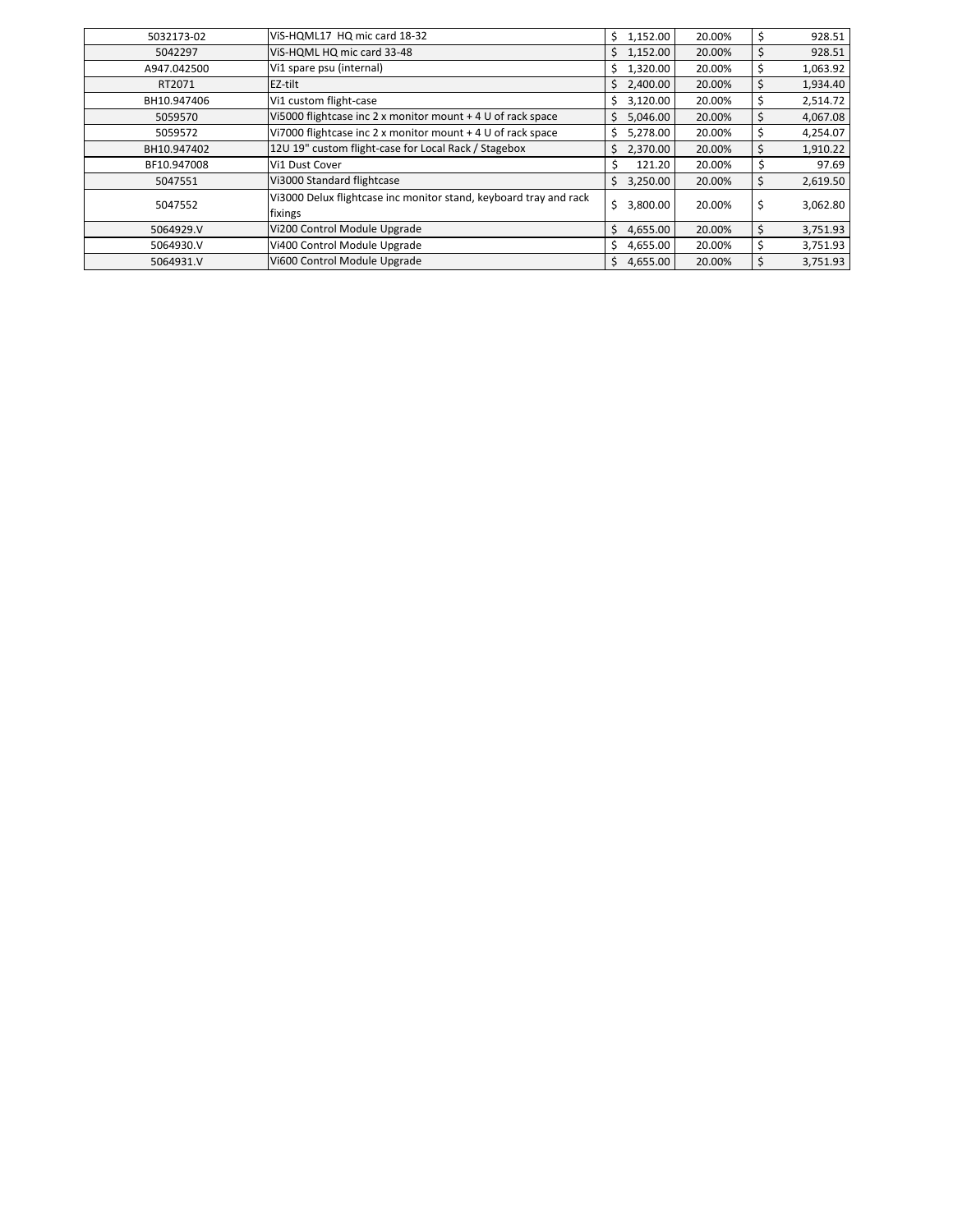| | | | | |
|---|---|---|---|---|
| 5032173-02 | ViS-HQML17 HQ mic card 18-32 | $ 1,152.00 | 20.00% | $ 928.51 |
| 5042297 | ViS-HQML HQ mic card 33-48 | $ 1,152.00 | 20.00% | $ 928.51 |
| A947.042500 | Vi1 spare psu (internal) | $ 1,320.00 | 20.00% | $ 1,063.92 |
| RT2071 | EZ-tilt | $ 2,400.00 | 20.00% | $ 1,934.40 |
| BH10.947406 | Vi1 custom flight-case | $ 3,120.00 | 20.00% | $ 2,514.72 |
| 5059570 | Vi5000 flightcase inc 2 x monitor mount + 4 U of rack space | $ 5,046.00 | 20.00% | $ 4,067.08 |
| 5059572 | Vi7000 flightcase inc 2 x monitor mount + 4 U of rack space | $ 5,278.00 | 20.00% | $ 4,254.07 |
| BH10.947402 | 12U 19" custom flight-case for Local Rack / Stagebox | $ 2,370.00 | 20.00% | $ 1,910.22 |
| BF10.947008 | Vi1 Dust Cover | $ 121.20 | 20.00% | $ 97.69 |
| 5047551 | Vi3000 Standard flightcase | $ 3,250.00 | 20.00% | $ 2,619.50 |
| 5047552 | Vi3000 Delux flightcase inc monitor stand, keyboard tray and rack fixings | $ 3,800.00 | 20.00% | $ 3,062.80 |
| 5064929.V | Vi200 Control Module Upgrade | $ 4,655.00 | 20.00% | $ 3,751.93 |
| 5064930.V | Vi400 Control Module Upgrade | $ 4,655.00 | 20.00% | $ 3,751.93 |
| 5064931.V | Vi600 Control Module Upgrade | $ 4,655.00 | 20.00% | $ 3,751.93 |